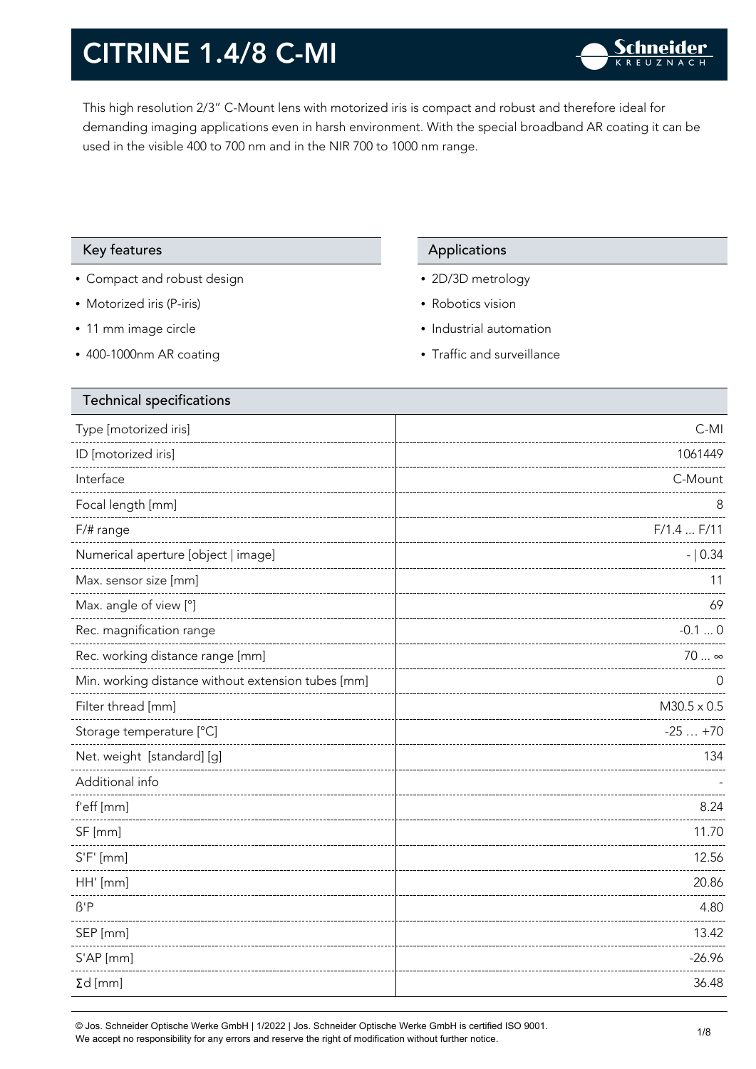# CITRINE 1.4/8 C-MI

This high resolution 2/3" C-Mount lens with motorized iris is compact and robust and therefore ideal for demanding imaging applications even in harsh environment. With the special broadband AR coating it can be used in the visible 400 to 700 nm and in the NIR 700 to 1000 nm range.

## Key features

- Compact and robust design
- Motorized iris (P-iris)
- 11 mm image circle
- 400-1000nm AR coating

## Applications

- 2D/3D metrology
- Robotics vision
- Industrial automation
- Traffic and surveillance

## Technical specifications

| Parameter | Value |
|---|---|
| Type [motorized iris] | C-MI |
| ID [motorized iris] | 1061449 |
| Interface | C-Mount |
| Focal length [mm] | 8 |
| F/# range | F/1.4 ... F/11 |
| Numerical aperture [object \| image] | - \| 0.34 |
| Max. sensor size [mm] | 11 |
| Max. angle of view [°] | 69 |
| Rec. magnification range | -0.1 ... 0 |
| Rec. working distance range [mm] | 70 ... ∞ |
| Min. working distance without extension tubes [mm] | 0 |
| Filter thread [mm] | M30.5 x 0.5 |
| Storage temperature [°C] | -25 … +70 |
| Net. weight [standard] [g] | 134 |
| Additional info | - |
| f'eff [mm] | 8.24 |
| SF [mm] | 11.70 |
| S'F' [mm] | 12.56 |
| HH' [mm] | 20.86 |
| ß'P | 4.80 |
| SEP [mm] | 13.42 |
| S'AP [mm] | -26.96 |
| Σd [mm] | 36.48 |

© Jos. Schneider Optische Werke GmbH | 1/2022 | Jos. Schneider Optische Werke GmbH is certified ISO 9001.
We accept no responsibility for any errors and reserve the right of modification without further notice.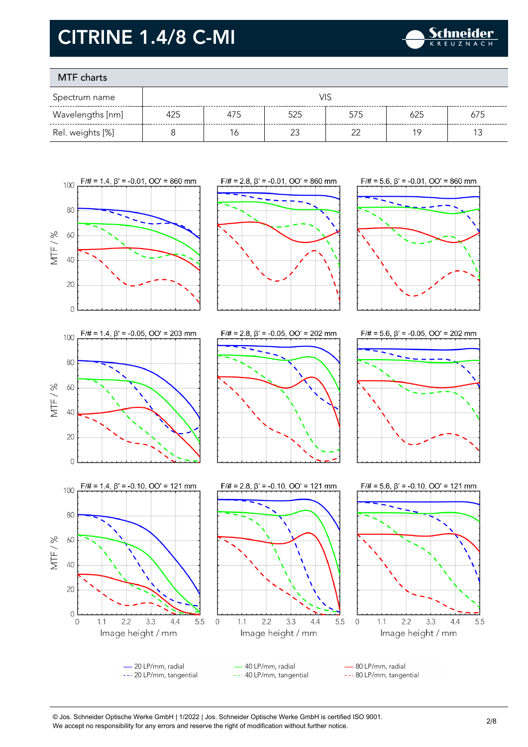# CITRINE 1.4/8 C-MI

## MTF charts

| Spectrum name | VIS | | | | | |
|---|---|---|---|---|---|---|
| Wavelengths [nm] | 425 | 475 | 525 | 575 | 625 | 675 |
| Rel. weights [%] | 8 | 16 | 23 | 22 | 19 | 13 |

F/# = 1.4, β' = -0.01, OO' = 860 mm | F/# = 2.8, β' = -0.01, OO' = 860 mm | F/# = 5.6, β' = -0.01, OO' = 860 mm

F/# = 1.4, β' = -0.05, OO' = 203 mm | F/# = 2.8, β' = -0.05, OO' = 202 mm | F/# = 5.6, β' = -0.05, OO' = 202 mm

F/# = 1.4, β' = -0.10, OO' = 121 mm | F/# = 2.8, β' = -0.10, OO' = 121 mm | F/# = 5.6, β' = -0.10, OO' = 121 mm

MTF / % — Image height / mm

— 20 LP/mm, radial
--- 20 LP/mm, tangential
— 40 LP/mm, radial
--- 40 LP/mm, tangential
— 80 LP/mm, radial
--- 80 LP/mm, tangential

© Jos. Schneider Optische Werke GmbH | 1/2022 | Jos. Schneider Optische Werke GmbH is certified ISO 9001.
We accept no responsibility for any errors and reserve the right of modification without further notice.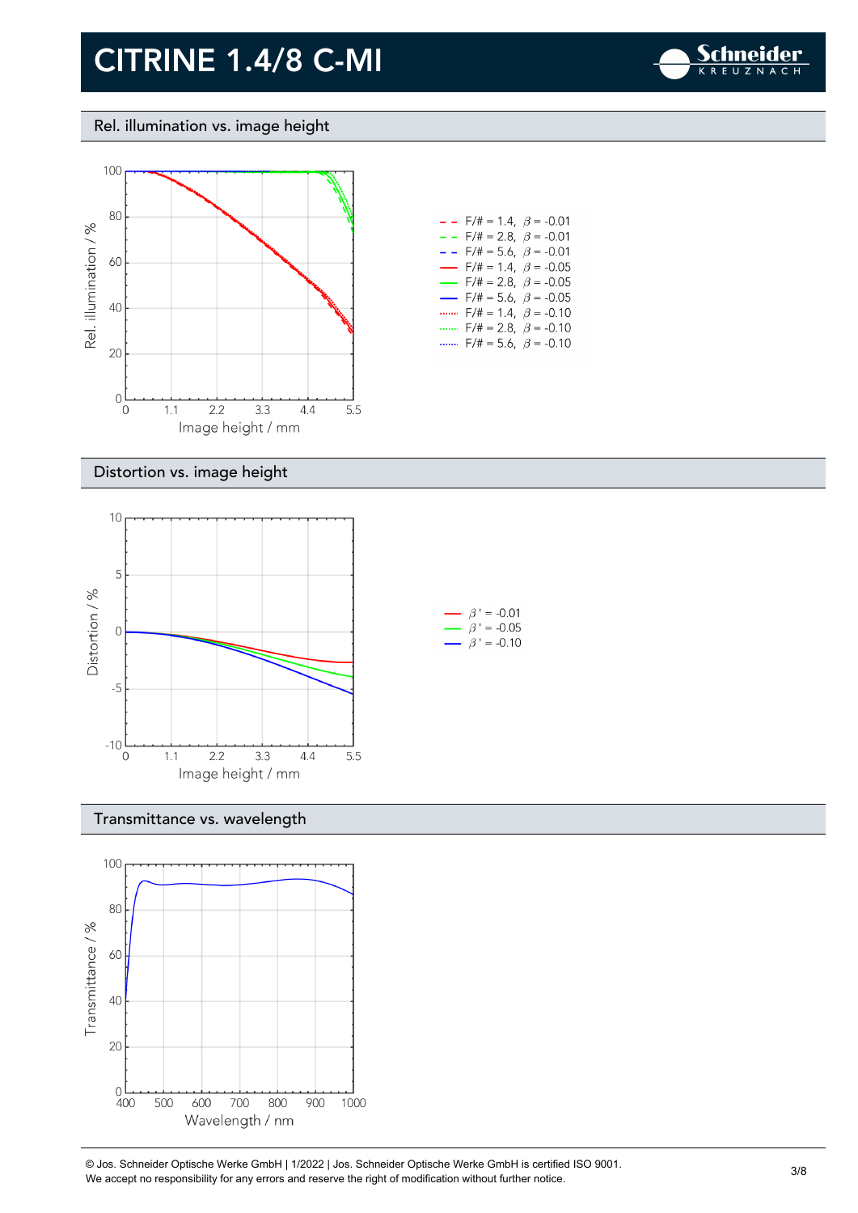# CITRINE 1.4/8 C-MI

## Rel. illumination vs. image height

Rel. illumination / %

Image height / mm

- F/# = 1.4, $\beta$ = -0.01
- F/# = 2.8, $\beta$ = -0.01
- F/# = 5.6, $\beta$ = -0.01
- F/# = 1.4, $\beta$ = -0.05
- F/# = 2.8, $\beta$ = -0.05
- F/# = 5.6, $\beta$ = -0.05
- F/# = 1.4, $\beta$ = -0.10
- F/# = 2.8, $\beta$ = -0.10
- F/# = 5.6, $\beta$ = -0.10

## Distortion vs. image height

Distortion / %

Image height / mm

- $\beta'$ = -0.01
- $\beta'$ = -0.05
- $\beta'$ = -0.10

## Transmittance vs. wavelength

Transmittance / %

Wavelength / nm

© Jos. Schneider Optische Werke GmbH | 1/2022 | Jos. Schneider Optische Werke GmbH is certified ISO 9001.
We accept no responsibility for any errors and reserve the right of modification without further notice.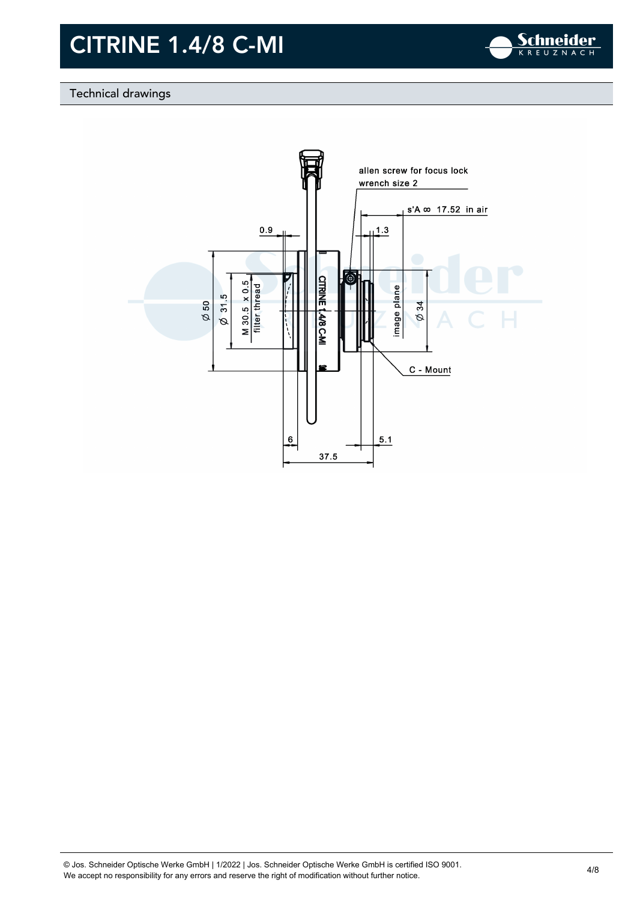# CITRINE 1.4/8 C-MI

## Technical drawings

allen screw for focus lock
wrench size 2

s'A ∞ 17.52 in air

0.9

1.3

Ø 50

Ø 31.5

M 30.5 x 0.5
filter thread

CITRINE 1.4/8 C-MI

image plane

Ø 34

C - Mount

6

5.1

37.5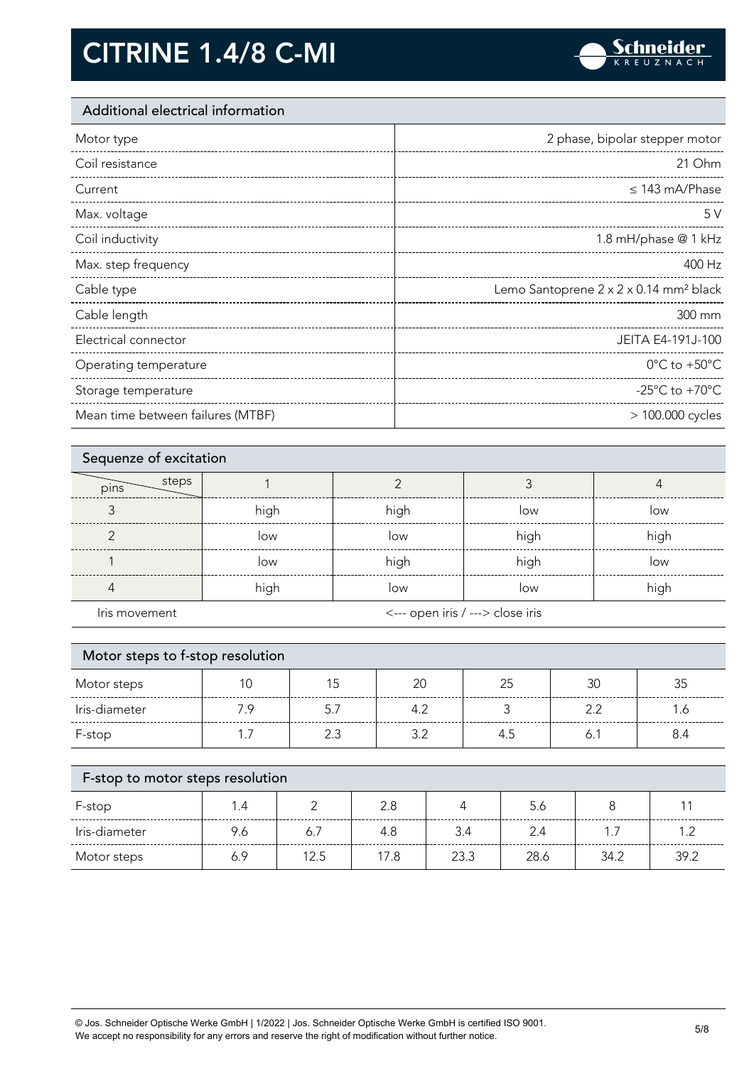# CITRINE 1.4/8 C-MI

## Additional electrical information

| | |
|---|---|
| Motor type | 2 phase, bipolar stepper motor |
| Coil resistance | 21 Ohm |
| Current | ≤ 143 mA/Phase |
| Max. voltage | 5 V |
| Coil inductivity | 1.8 mH/phase @ 1 kHz |
| Max. step frequency | 400 Hz |
| Cable type | Lemo Santoprene 2 x 2 x 0.14 mm² black |
| Cable length | 300 mm |
| Electrical connector | JEITA E4-191J-100 |
| Operating temperature | 0°C to +50°C |
| Storage temperature | -25°C to +70°C |
| Mean time between failures (MTBF) | > 100.000 cycles |

## Sequenze of excitation

| pins \ steps | 1 | 2 | 3 | 4 |
|---|---|---|---|---|
| 3 | high | high | low | low |
| 2 | low | low | high | high |
| 1 | low | high | high | low |
| 4 | high | low | low | high |
| Iris movement | <--- open iris / ---> close iris | | | |

## Motor steps to f-stop resolution

| Motor steps | 10 | 15 | 20 | 25 | 30 | 35 |
|---|---|---|---|---|---|---|
| Iris-diameter | 7.9 | 5.7 | 4.2 | 3 | 2.2 | 1.6 |
| F-stop | 1.7 | 2.3 | 3.2 | 4.5 | 6.1 | 8.4 |

## F-stop to motor steps resolution

| F-stop | 1.4 | 2 | 2.8 | 4 | 5.6 | 8 | 11 |
|---|---|---|---|---|---|---|---|
| Iris-diameter | 9.6 | 6.7 | 4.8 | 3.4 | 2.4 | 1.7 | 1.2 |
| Motor steps | 6.9 | 12.5 | 17.8 | 23.3 | 28.6 | 34.2 | 39.2 |

© Jos. Schneider Optische Werke GmbH | 1/2022 | Jos. Schneider Optische Werke GmbH is certified ISO 9001.
We accept no responsibility for any errors and reserve the right of modification without further notice.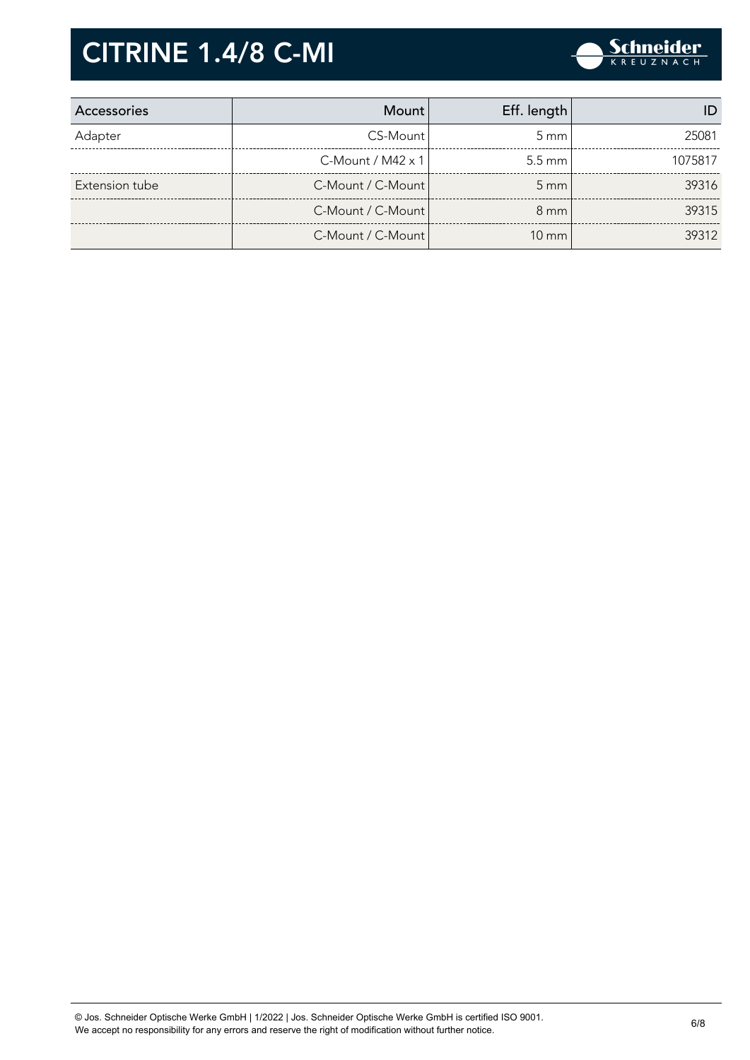# CITRINE 1.4/8 C-MI

| Accessories | Mount | Eff. length | ID |
| --- | --- | --- | --- |
| Adapter | CS-Mount | 5 mm | 25081 |
| | C-Mount / M42 x 1 | 5.5 mm | 1075817 |
| Extension tube | C-Mount / C-Mount | 5 mm | 39316 |
| | C-Mount / C-Mount | 8 mm | 39315 |
| | C-Mount / C-Mount | 10 mm | 39312 |

© Jos. Schneider Optische Werke GmbH | 1/2022 | Jos. Schneider Optische Werke GmbH is certified ISO 9001.
We accept no responsibility for any errors and reserve the right of modification without further notice.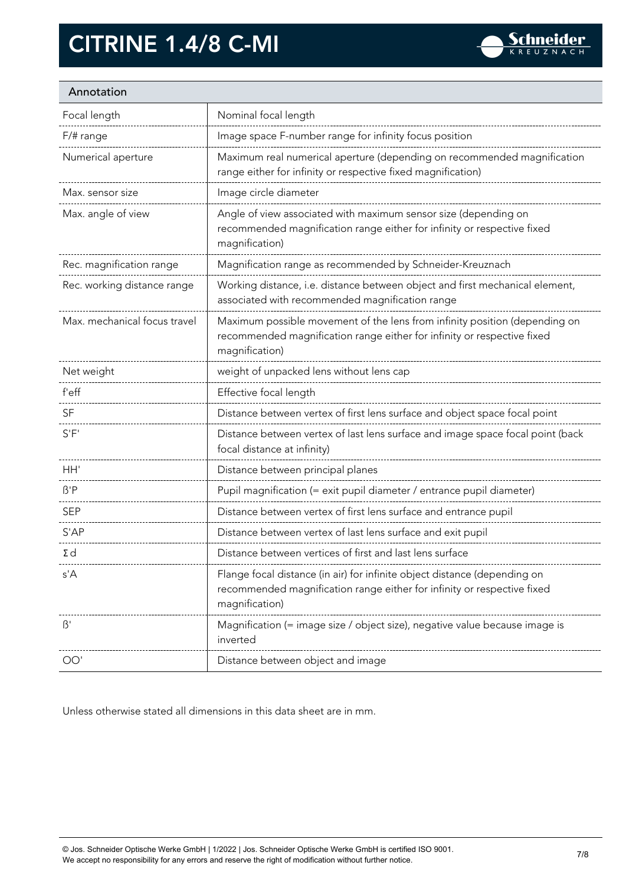# CITRINE 1.4/8 C-MI

| Annotation | |
|---|---|
| Focal length | Nominal focal length |
| F/# range | Image space F-number range for infinity focus position |
| Numerical aperture | Maximum real numerical aperture (depending on recommended magnification range either for infinity or respective fixed magnification) |
| Max. sensor size | Image circle diameter |
| Max. angle of view | Angle of view associated with maximum sensor size (depending on recommended magnification range either for infinity or respective fixed magnification) |
| Rec. magnification range | Magnification range as recommended by Schneider-Kreuznach |
| Rec. working distance range | Working distance, i.e. distance between object and first mechanical element, associated with recommended magnification range |
| Max. mechanical focus travel | Maximum possible movement of the lens from infinity position (depending on recommended magnification range either for infinity or respective fixed magnification) |
| Net weight | weight of unpacked lens without lens cap |
| f'eff | Effective focal length |
| SF | Distance between vertex of first lens surface and object space focal point |
| S'F' | Distance between vertex of last lens surface and image space focal point (back focal distance at infinity) |
| HH' | Distance between principal planes |
| ß'P | Pupil magnification (= exit pupil diameter / entrance pupil diameter) |
| SEP | Distance between vertex of first lens surface and entrance pupil |
| S'AP | Distance between vertex of last lens surface and exit pupil |
| Σ d | Distance between vertices of first and last lens surface |
| s'A | Flange focal distance (in air) for infinite object distance (depending on recommended magnification range either for infinity or respective fixed magnification) |
| ß' | Magnification (= image size / object size), negative value because image is inverted |
| OO' | Distance between object and image |

Unless otherwise stated all dimensions in this data sheet are in mm.

© Jos. Schneider Optische Werke GmbH | 1/2022 | Jos. Schneider Optische Werke GmbH is certified ISO 9001.
We accept no responsibility for any errors and reserve the right of modification without further notice.